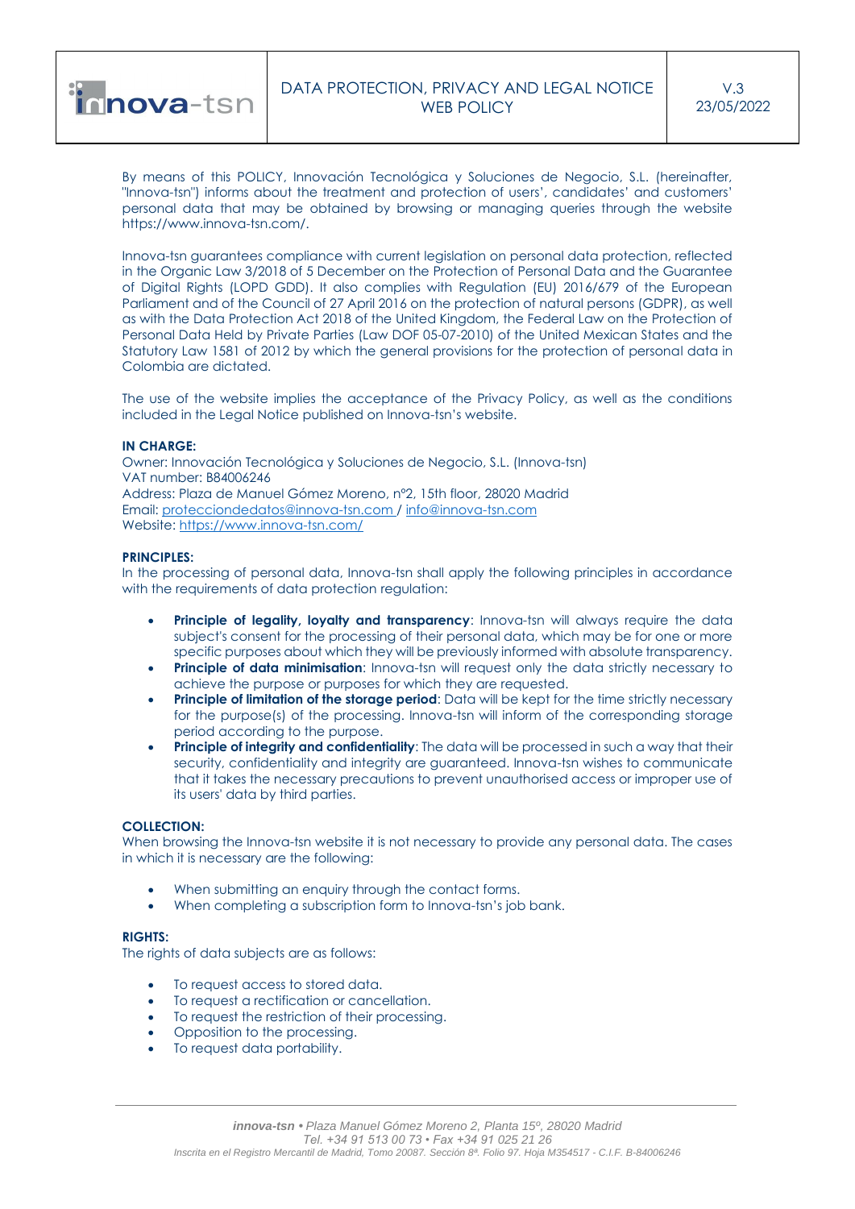# DATA PROTECTION, PRIVACY AND LEGAL NOTICE WEB POLICY

By means of this POLICY, Innovación Tecnológica y Soluciones de Negocio, S.L. (hereinafter, "Innova-tsn") informs about the treatment and protection of users', candidates' and customers' personal data that may be obtained by browsing or managing queries through the website https://www.innova-tsn.com/.

Innova-tsn guarantees compliance with current legislation on personal data protection, reflected in the Organic Law 3/2018 of 5 December on the Protection of Personal Data and the Guarantee of Digital Rights (LOPD GDD). It also complies with Regulation (EU) 2016/679 of the European Parliament and of the Council of 27 April 2016 on the protection of natural persons (GDPR), as well as with the Data Protection Act 2018 of the United Kingdom, the Federal Law on the Protection of Personal Data Held by Private Parties (Law DOF 05-07-2010) of the United Mexican States and the Statutory Law 1581 of 2012 by which the general provisions for the protection of personal data in Colombia are dictated.

The use of the website implies the acceptance of the Privacy Policy, as well as the conditions included in the Legal Notice published on Innova-tsn's website.

**IN CHARGE:**

Owner: Innovación Tecnológica y Soluciones de Negocio, S.L. (Innova-tsn)
VAT number: B84006246
Address: Plaza de Manuel Gómez Moreno, nº2, 15th floor, 28020 Madrid
Email: protecciondedatos@innova-tsn.com / info@innova-tsn.com
Website: https://www.innova-tsn.com/

**PRINCIPLES:**

In the processing of personal data, Innova-tsn shall apply the following principles in accordance with the requirements of data protection regulation:

- **Principle of legality, loyalty and transparency**: Innova-tsn will always require the data subject's consent for the processing of their personal data, which may be for one or more specific purposes about which they will be previously informed with absolute transparency.
- **Principle of data minimisation**: Innova-tsn will request only the data strictly necessary to achieve the purpose or purposes for which they are requested.
- **Principle of limitation of the storage period**: Data will be kept for the time strictly necessary for the purpose(s) of the processing. Innova-tsn will inform of the corresponding storage period according to the purpose.
- **Principle of integrity and confidentiality**: The data will be processed in such a way that their security, confidentiality and integrity are guaranteed. Innova-tsn wishes to communicate that it takes the necessary precautions to prevent unauthorised access or improper use of its users' data by third parties.

**COLLECTION:**

When browsing the Innova-tsn website it is not necessary to provide any personal data. The cases in which it is necessary are the following:

- When submitting an enquiry through the contact forms.
- When completing a subscription form to Innova-tsn's job bank.

**RIGHTS:**

The rights of data subjects are as follows:

- To request access to stored data.
- To request a rectification or cancellation.
- To request the restriction of their processing.
- Opposition to the processing.
- To request data portability.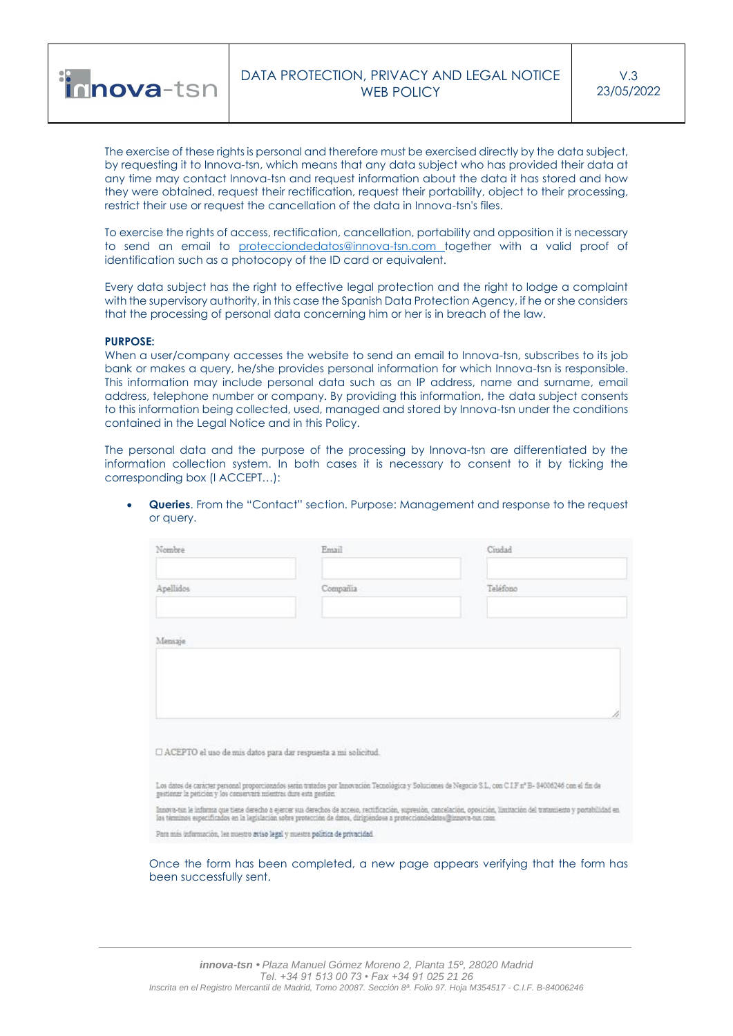The exercise of these rights is personal and therefore must be exercised directly by the data subject, by requesting it to Innova-tsn, which means that any data subject who has provided their data at any time may contact Innova-tsn and request information about the data it has stored and how they were obtained, request their rectification, request their portability, object to their processing, restrict their use or request the cancellation of the data in Innova-tsn's files.

To exercise the rights of access, rectification, cancellation, portability and opposition it is necessary to send an email to proteciondedatos@innova-tsn.com together with a valid proof of identification such as a photocopy of the ID card or equivalent.

Every data subject has the right to effective legal protection and the right to lodge a complaint with the supervisory authority, in this case the Spanish Data Protection Agency, if he or she considers that the processing of personal data concerning him or her is in breach of the law.

**PURPOSE:**

When a user/company accesses the website to send an email to Innova-tsn, subscribes to its job bank or makes a query, he/she provides personal information for which Innova-tsn is responsible. This information may include personal data such as an IP address, name and surname, email address, telephone number or company. By providing this information, the data subject consents to this information being collected, used, managed and stored by Innova-tsn under the conditions contained in the Legal Notice and in this Policy.

The personal data and the purpose of the processing by Innova-tsn are differentiated by the information collection system. In both cases it is necessary to consent to it by ticking the corresponding box (I ACCEPT…):

- **Queries**. From the "Contact" section. Purpose: Management and response to the request or query.

Nombre

Email

Ciudad

Apellidos

Compañía

Teléfono

Mensaje

☐ ACEPTO el uso de mis datos para dar respuesta a mi solicitud.

Los datos de carácter personal proporcionados serán tratados por Innovación Tecnológica y Soluciones de Negocio S.L, con C.I.F nº B- 84006246 con el fin de gestionar la petición y los conservará mientras dure esta gestión.

Innova-tsn le informa que tiene derecho a ejercer sus derechos de acceso, rectificación, supresión, cancelación, oposición, limitación del tratamiento y portabilidad en los términos especificados en la legislación sobre protección de datos, dirigiéndose a protecciondedatos@innova-tsn.com

Para más información, lea nuestro aviso legal y nuestra política de privacidad.

Once the form has been completed, a new page appears verifying that the form has been successfully sent.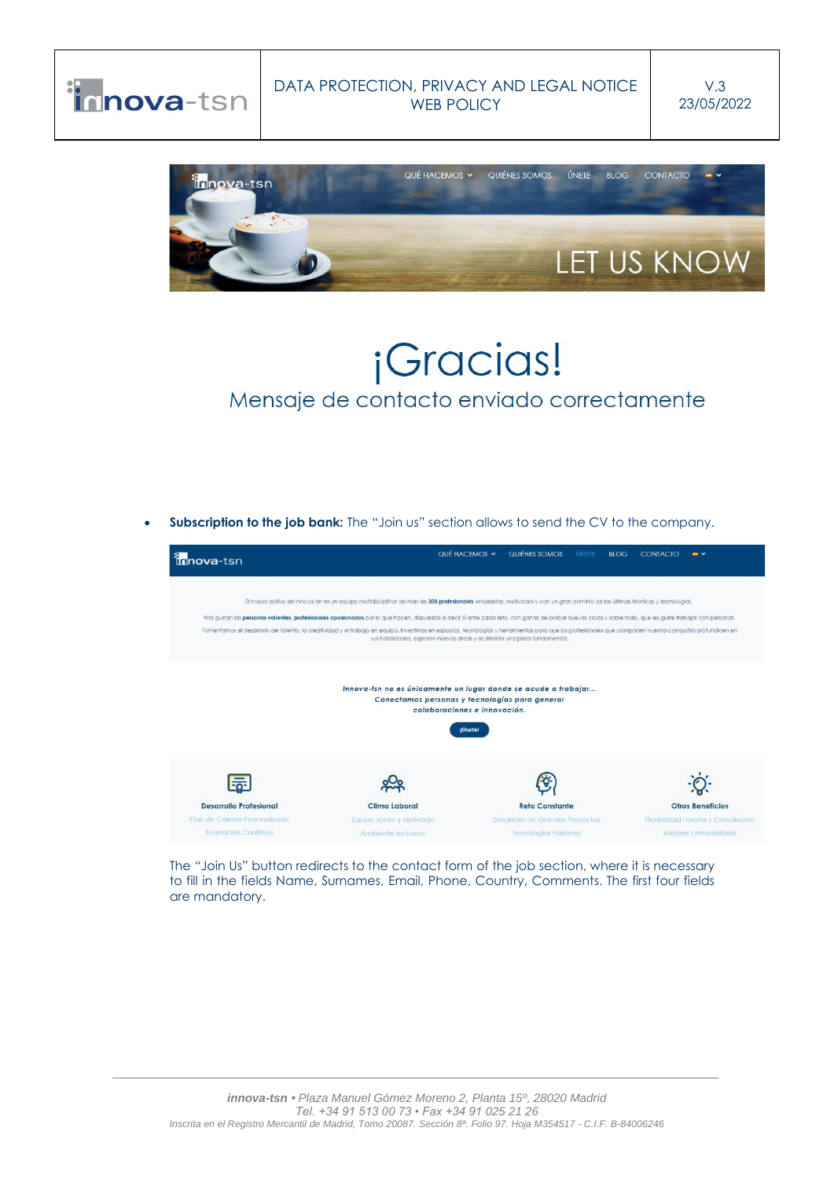¡Gracias!

Mensaje de contacto enviado correctamente

- **Subscription to the job bank:** The “Join us” section allows to send the CV to the company.

The “Join Us” button redirects to the contact form of the job section, where it is necessary to fill in the fields Name, Surnames, Email, Phone, Country, Comments. The first four fields are mandatory.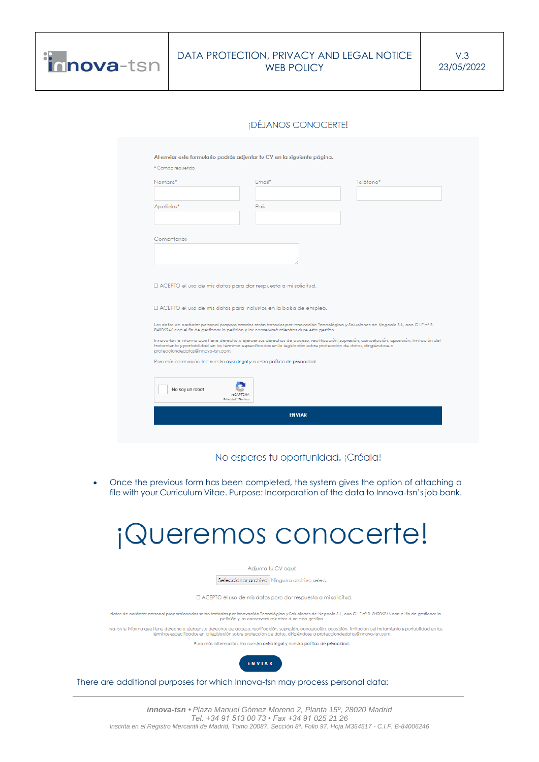¡DÉJANOS CONOCERTE!

Al enviar este formulario podrás adjuntar tu CV en la siguiente página.

\* Campo requerido

Nombre\*

Email\*

Teléfono\*

Apellidos\*

País

Comentarios

☐ ACEPTO el uso de mis datos para dar respuesta a mi solicitud.

☐ ACEPTO el uso de mis datos para incluirlos en la bolsa de empleo.

Los datos de carácter personal proporcionados serán tratados por Innovación Tecnológica y Soluciones de Negocio S.L, con C.I.F nº B-84006246 con el fin de gestionar la petición y los conservará mientras dure esta gestión.

Innova-tsn le informa que tiene derecho a ejercer sus derechos de acceso, rectificación, supresión, cancelación, oposición, limitación del tratamiento y portabilidad en los términos especificados en la legislación sobre protección de datos, dirigiéndose a protecciondedatos@innova-tsn.com.

Para más información, lea nuestro aviso legal y nuestra política de privacidad.

No soy un robot

reCAPTCHA
Privacidad - Términos

ENVIAR

No esperes tu oportunidad. ¡Créala!

- Once the previous form has been completed, the system gives the option of attaching a file with your Curriculum Vitae. Purpose: Incorporation of the data to Innova-tsn's job bank.

¡Queremos conocerte!

Adjunta tu CV aquí:

Seleccionar archivo Ninguno archivo selec.

☐ ACEPTO el uso de mis datos para dar respuesta a mi solicitud.

datos de carácter personal proporcionados serán tratados por Innovación Tecnológica y Soluciones de Negocio S.L, con C.I.F nº B- 84006246 con el fin de gestionar la petición y los conservará mientras dure esta gestión.

iva-tsn le informa que tiene derecho a ejercer sus derechos de acceso, rectificación, supresión, cancelación, oposición, limitación del tratamiento y portabilidad en los términos especificados en la legislación sobre protección de datos, dirigiéndose a protecciondedatos@innova-tsn.com.

Para más información, lea nuestro aviso legal y nuestra política de privacidad.

ENVIAR

There are additional purposes for which Innova-tsn may process personal data: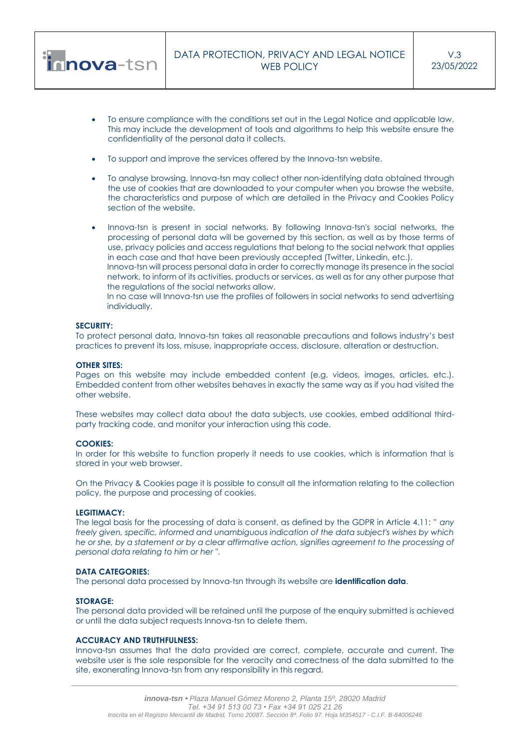- To ensure compliance with the conditions set out in the Legal Notice and applicable law. This may include the development of tools and algorithms to help this website ensure the confidentiality of the personal data it collects.

- To support and improve the services offered by the Innova-tsn website.

- To analyse browsing. Innova-tsn may collect other non-identifying data obtained through the use of cookies that are downloaded to your computer when you browse the website, the characteristics and purpose of which are detailed in the Privacy and Cookies Policy section of the website.

- Innova-tsn is present in social networks. By following Innova-tsn's social networks, the processing of personal data will be governed by this section, as well as by those terms of use, privacy policies and access regulations that belong to the social network that applies in each case and that have been previously accepted (Twitter, Linkedin, etc.).
  Innova-tsn will process personal data in order to correctly manage its presence in the social network, to inform of its activities, products or services, as well as for any other purpose that the regulations of the social networks allow.
  In no case will Innova-tsn use the profiles of followers in social networks to send advertising individually.

**SECURITY:**
To protect personal data, Innova-tsn takes all reasonable precautions and follows industry's best practices to prevent its loss, misuse, inappropriate access, disclosure, alteration or destruction.

**OTHER SITES:**
Pages on this website may include embedded content (e.g. videos, images, articles, etc.). Embedded content from other websites behaves in exactly the same way as if you had visited the other website.

These websites may collect data about the data subjects, use cookies, embed additional third-party tracking code, and monitor your interaction using this code.

**COOKIES:**
In order for this website to function properly it needs to use cookies, which is information that is stored in your web browser.

On the Privacy & Cookies page it is possible to consult all the information relating to the collection policy, the purpose and processing of cookies.

**LEGITIMACY:**
The legal basis for the processing of data is consent, as defined by the GDPR in Article 4.11: " *any freely given, specific, informed and unambiguous indication of the data subject's wishes by which he or she, by a statement or by a clear affirmative action, signifies agreement to the processing of personal data relating to him or her* ".

**DATA CATEGORIES:**
The personal data processed by Innova-tsn through its website are **identification data**.

**STORAGE:**
The personal data provided will be retained until the purpose of the enquiry submitted is achieved or until the data subject requests Innova-tsn to delete them.

**ACCURACY AND TRUTHFULNESS:**
Innova-tsn assumes that the data provided are correct, complete, accurate and current. The website user is the sole responsible for the veracity and correctness of the data submitted to the site, exonerating Innova-tsn from any responsibility in this regard.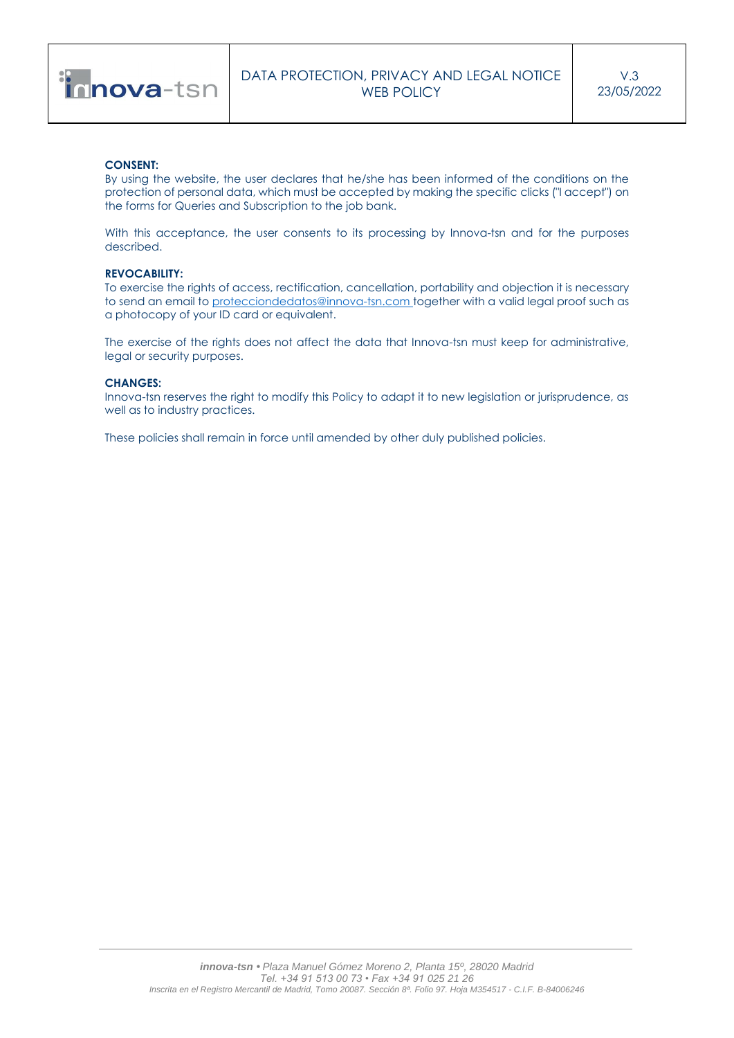**CONSENT:**

By using the website, the user declares that he/she has been informed of the conditions on the protection of personal data, which must be accepted by making the specific clicks ("I accept") on the forms for Queries and Subscription to the job bank.

With this acceptance, the user consents to its processing by Innova-tsn and for the purposes described.

**REVOCABILITY:**

To exercise the rights of access, rectification, cancellation, portability and objection it is necessary to send an email to protecciondedatos@innova-tsn.com together with a valid legal proof such as a photocopy of your ID card or equivalent.

The exercise of the rights does not affect the data that Innova-tsn must keep for administrative, legal or security purposes.

**CHANGES:**

Innova-tsn reserves the right to modify this Policy to adapt it to new legislation or jurisprudence, as well as to industry practices.

These policies shall remain in force until amended by other duly published policies.